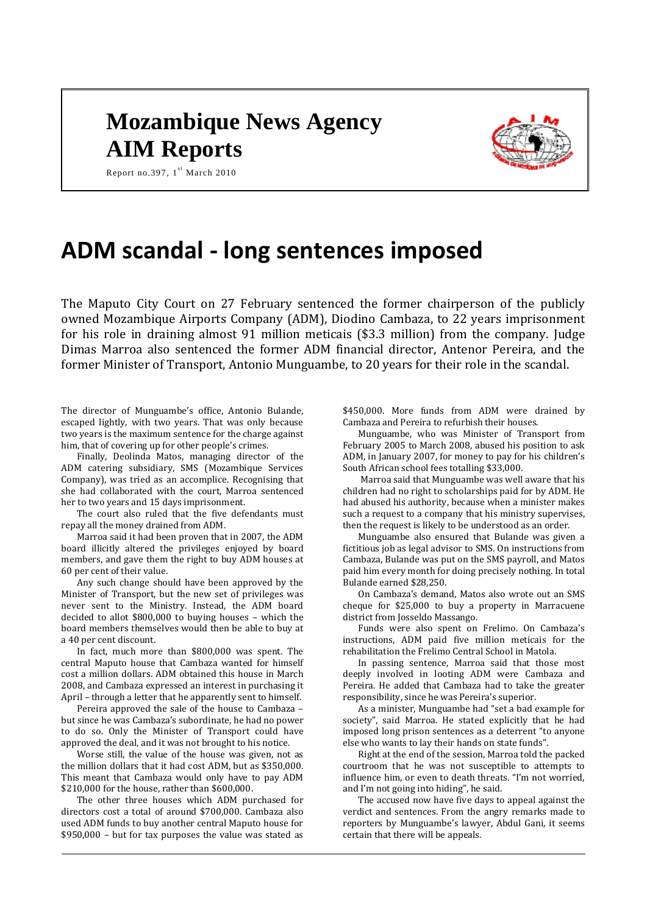# Mozambique News Agency
# AIM Reports

Report no.397, 1st March 2010

# ADM scandal - long sentences imposed

The Maputo City Court on 27 February sentenced the former chairperson of the publicly owned Mozambique Airports Company (ADM), Diodino Cambaza, to 22 years imprisonment for his role in draining almost 91 million meticais ($3.3 million) from the company. Judge Dimas Marroa also sentenced the former ADM financial director, Antenor Pereira, and the former Minister of Transport, Antonio Munguambe, to 20 years for their role in the scandal.

The director of Munguambe's office, Antonio Bulande, escaped lightly, with two years. That was only because two years is the maximum sentence for the charge against him, that of covering up for other people's crimes.

Finally, Deolinda Matos, managing director of the ADM catering subsidiary, SMS (Mozambique Services Company), was tried as an accomplice. Recognising that she had collaborated with the court, Marroa sentenced her to two years and 15 days imprisonment.

The court also ruled that the five defendants must repay all the money drained from ADM.

Marroa said it had been proven that in 2007, the ADM board illicitly altered the privileges enjoyed by board members, and gave them the right to buy ADM houses at 60 per cent of their value.

Any such change should have been approved by the Minister of Transport, but the new set of privileges was never sent to the Ministry. Instead, the ADM board decided to allot $800,000 to buying houses – which the board members themselves would then be able to buy at a 40 per cent discount.

In fact, much more than $800,000 was spent. The central Maputo house that Cambaza wanted for himself cost a million dollars. ADM obtained this house in March 2008, and Cambaza expressed an interest in purchasing it April – through a letter that he apparently sent to himself.

Pereira approved the sale of the house to Cambaza – but since he was Cambaza's subordinate, he had no power to do so. Only the Minister of Transport could have approved the deal, and it was not brought to his notice.

Worse still, the value of the house was given, not as the million dollars that it had cost ADM, but as $350,000. This meant that Cambaza would only have to pay ADM $210,000 for the house, rather than $600,000.

The other three houses which ADM purchased for directors cost a total of around $700,000. Cambaza also used ADM funds to buy another central Maputo house for $950,000 – but for tax purposes the value was stated as $450,000. More funds from ADM were drained by Cambaza and Pereira to refurbish their houses.

Munguambe, who was Minister of Transport from February 2005 to March 2008, abused his position to ask ADM, in January 2007, for money to pay for his children's South African school fees totalling $33,000.

Marroa said that Munguambe was well aware that his children had no right to scholarships paid for by ADM. He had abused his authority, because when a minister makes such a request to a company that his ministry supervises, then the request is likely to be understood as an order.

Munguambe also ensured that Bulande was given a fictitious job as legal advisor to SMS. On instructions from Cambaza, Bulande was put on the SMS payroll, and Matos paid him every month for doing precisely nothing. In total Bulande earned $28,250.

On Cambaza's demand, Matos also wrote out an SMS cheque for $25,000 to buy a property in Marracuene district from Josseldo Massango.

Funds were also spent on Frelimo. On Cambaza's instructions, ADM paid five million meticais for the rehabilitation the Frelimo Central School in Matola.

In passing sentence, Marroa said that those most deeply involved in looting ADM were Cambaza and Pereira. He added that Cambaza had to take the greater responsibility, since he was Pereira's superior.

As a minister, Munguambe had "set a bad example for society", said Marroa. He stated explicitly that he had imposed long prison sentences as a deterrent "to anyone else who wants to lay their hands on state funds".

Right at the end of the session, Marroa told the packed courtroom that he was not susceptible to attempts to influence him, or even to death threats. "I'm not worried, and I'm not going into hiding", he said.

The accused now have five days to appeal against the verdict and sentences. From the angry remarks made to reporters by Munguambe's lawyer, Abdul Gani, it seems certain that there will be appeals.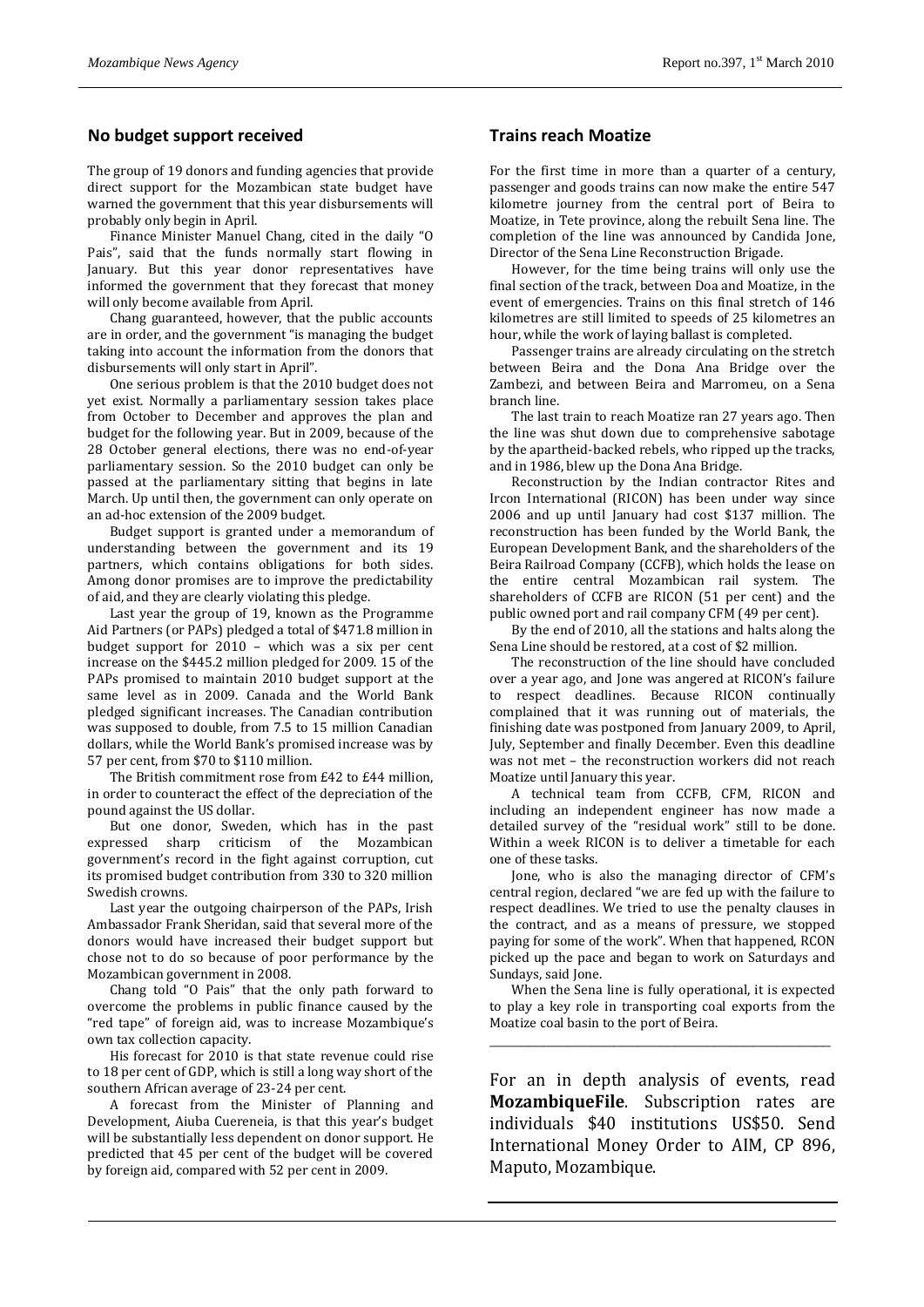## No budget support received

The group of 19 donors and funding agencies that provide direct support for the Mozambican state budget have warned the government that this year disbursements will probably only begin in April.

Finance Minister Manuel Chang, cited in the daily "O Pais", said that the funds normally start flowing in January. But this year donor representatives have informed the government that they forecast that money will only become available from April.

Chang guaranteed, however, that the public accounts are in order, and the government "is managing the budget taking into account the information from the donors that disbursements will only start in April".

One serious problem is that the 2010 budget does not yet exist. Normally a parliamentary session takes place from October to December and approves the plan and budget for the following year. But in 2009, because of the 28 October general elections, there was no end-of-year parliamentary session. So the 2010 budget can only be passed at the parliamentary sitting that begins in late March. Up until then, the government can only operate on an ad-hoc extension of the 2009 budget.

Budget support is granted under a memorandum of understanding between the government and its 19 partners, which contains obligations for both sides. Among donor promises are to improve the predictability of aid, and they are clearly violating this pledge.

Last year the group of 19, known as the Programme Aid Partners (or PAPs) pledged a total of \$471.8 million in budget support for 2010 – which was a six per cent increase on the \$445.2 million pledged for 2009. 15 of the PAPs promised to maintain 2010 budget support at the same level as in 2009. Canada and the World Bank pledged significant increases. The Canadian contribution was supposed to double, from 7.5 to 15 million Canadian dollars, while the World Bank's promised increase was by 57 per cent, from \$70 to \$110 million.

The British commitment rose from £42 to £44 million, in order to counteract the effect of the depreciation of the pound against the US dollar.

But one donor, Sweden, which has in the past expressed sharp criticism of the Mozambican government's record in the fight against corruption, cut its promised budget contribution from 330 to 320 million Swedish crowns.

Last year the outgoing chairperson of the PAPs, Irish Ambassador Frank Sheridan, said that several more of the donors would have increased their budget support but chose not to do so because of poor performance by the Mozambican government in 2008.

Chang told "O Pais" that the only path forward to overcome the problems in public finance caused by the "red tape" of foreign aid, was to increase Mozambique's own tax collection capacity.

His forecast for 2010 is that state revenue could rise to 18 per cent of GDP, which is still a long way short of the southern African average of 23-24 per cent.

A forecast from the Minister of Planning and Development, Aiuba Cuereneia, is that this year's budget will be substantially less dependent on donor support. He predicted that 45 per cent of the budget will be covered by foreign aid, compared with 52 per cent in 2009.

## Trains reach Moatize

For the first time in more than a quarter of a century, passenger and goods trains can now make the entire 547 kilometre journey from the central port of Beira to Moatize, in Tete province, along the rebuilt Sena line. The completion of the line was announced by Candida Jone, Director of the Sena Line Reconstruction Brigade.

However, for the time being trains will only use the final section of the track, between Doa and Moatize, in the event of emergencies. Trains on this final stretch of 146 kilometres are still limited to speeds of 25 kilometres an hour, while the work of laying ballast is completed.

Passenger trains are already circulating on the stretch between Beira and the Dona Ana Bridge over the Zambezi, and between Beira and Marromeu, on a Sena branch line.

The last train to reach Moatize ran 27 years ago. Then the line was shut down due to comprehensive sabotage by the apartheid-backed rebels, who ripped up the tracks, and in 1986, blew up the Dona Ana Bridge.

Reconstruction by the Indian contractor Rites and Ircon International (RICON) has been under way since 2006 and up until January had cost \$137 million. The reconstruction has been funded by the World Bank, the European Development Bank, and the shareholders of the Beira Railroad Company (CCFB), which holds the lease on the entire central Mozambican rail system. The shareholders of CCFB are RICON (51 per cent) and the public owned port and rail company CFM (49 per cent).

By the end of 2010, all the stations and halts along the Sena Line should be restored, at a cost of \$2 million.

The reconstruction of the line should have concluded over a year ago, and Jone was angered at RICON's failure to respect deadlines. Because RICON continually complained that it was running out of materials, the finishing date was postponed from January 2009, to April, July, September and finally December. Even this deadline was not met – the reconstruction workers did not reach Moatize until January this year.

A technical team from CCFB, CFM, RICON and including an independent engineer has now made a detailed survey of the "residual work" still to be done. Within a week RICON is to deliver a timetable for each one of these tasks.

Jone, who is also the managing director of CFM's central region, declared "we are fed up with the failure to respect deadlines. We tried to use the penalty clauses in the contract, and as a means of pressure, we stopped paying for some of the work". When that happened, RCON picked up the pace and began to work on Saturdays and Sundays, said Jone.

When the Sena line is fully operational, it is expected to play a key role in transporting coal exports from the Moatize coal basin to the port of Beira.

---

For an in depth analysis of events, read **MozambiqueFile**. Subscription rates are individuals \$40 institutions US\$50. Send International Money Order to AIM, CP 896, Maputo, Mozambique.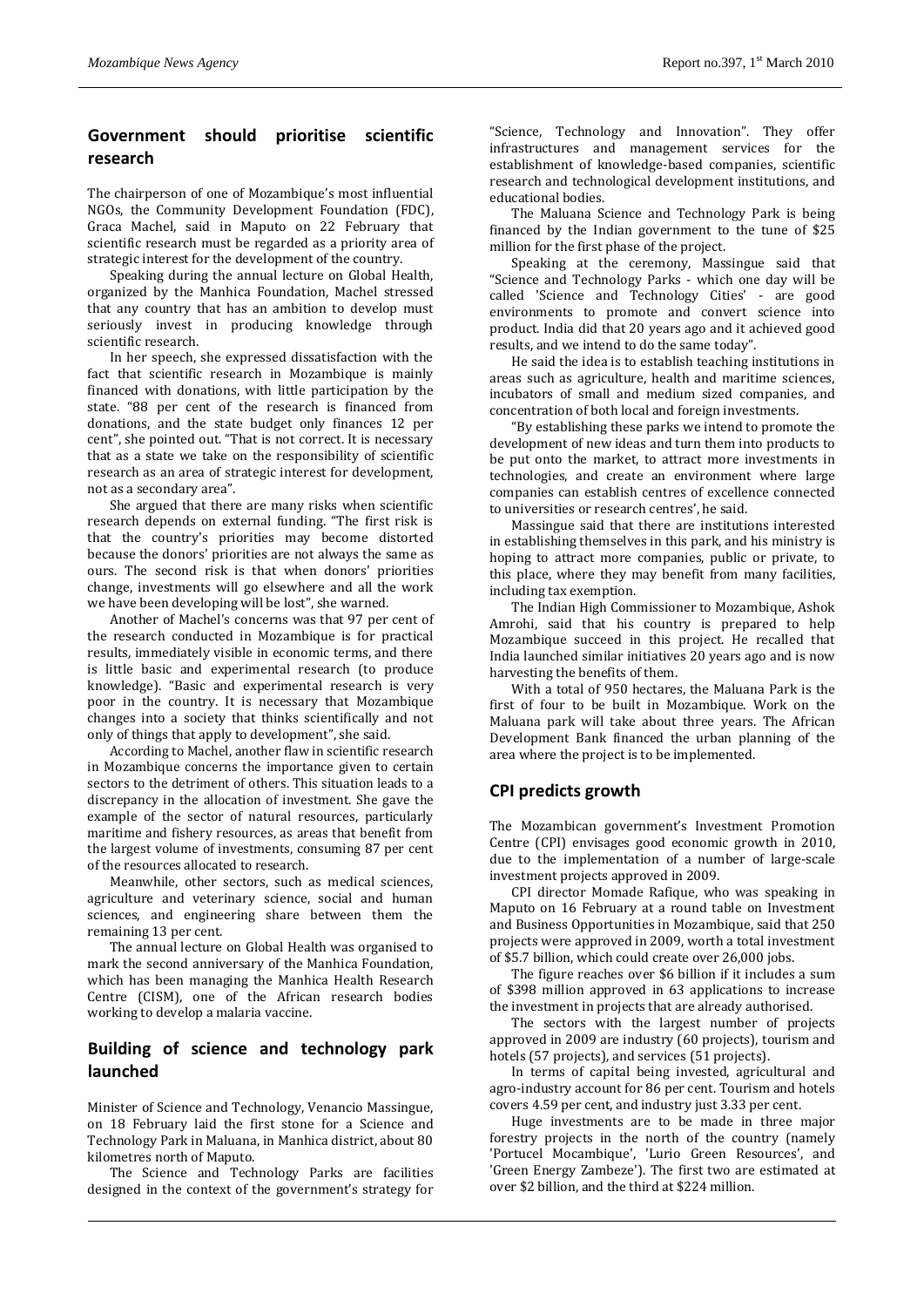## Government should prioritise scientific research

The chairperson of one of Mozambique's most influential NGOs, the Community Development Foundation (FDC), Graca Machel, said in Maputo on 22 February that scientific research must be regarded as a priority area of strategic interest for the development of the country.

Speaking during the annual lecture on Global Health, organized by the Manhica Foundation, Machel stressed that any country that has an ambition to develop must seriously invest in producing knowledge through scientific research.

In her speech, she expressed dissatisfaction with the fact that scientific research in Mozambique is mainly financed with donations, with little participation by the state. "88 per cent of the research is financed from donations, and the state budget only finances 12 per cent", she pointed out. "That is not correct. It is necessary that as a state we take on the responsibility of scientific research as an area of strategic interest for development, not as a secondary area".

She argued that there are many risks when scientific research depends on external funding. "The first risk is that the country's priorities may become distorted because the donors' priorities are not always the same as ours. The second risk is that when donors' priorities change, investments will go elsewhere and all the work we have been developing will be lost", she warned.

Another of Machel's concerns was that 97 per cent of the research conducted in Mozambique is for practical results, immediately visible in economic terms, and there is little basic and experimental research (to produce knowledge). "Basic and experimental research is very poor in the country. It is necessary that Mozambique changes into a society that thinks scientifically and not only of things that apply to development", she said.

According to Machel, another flaw in scientific research in Mozambique concerns the importance given to certain sectors to the detriment of others. This situation leads to a discrepancy in the allocation of investment. She gave the example of the sector of natural resources, particularly maritime and fishery resources, as areas that benefit from the largest volume of investments, consuming 87 per cent of the resources allocated to research.

Meanwhile, other sectors, such as medical sciences, agriculture and veterinary science, social and human sciences, and engineering share between them the remaining 13 per cent.

The annual lecture on Global Health was organised to mark the second anniversary of the Manhica Foundation, which has been managing the Manhica Health Research Centre (CISM), one of the African research bodies working to develop a malaria vaccine.

## Building of science and technology park launched

Minister of Science and Technology, Venancio Massingue, on 18 February laid the first stone for a Science and Technology Park in Maluana, in Manhica district, about 80 kilometres north of Maputo.

The Science and Technology Parks are facilities designed in the context of the government's strategy for "Science, Technology and Innovation". They offer infrastructures and management services for the establishment of knowledge-based companies, scientific research and technological development institutions, and educational bodies.

The Maluana Science and Technology Park is being financed by the Indian government to the tune of $25 million for the first phase of the project.

Speaking at the ceremony, Massingue said that "Science and Technology Parks - which one day will be called 'Science and Technology Cities' - are good environments to promote and convert science into product. India did that 20 years ago and it achieved good results, and we intend to do the same today".

He said the idea is to establish teaching institutions in areas such as agriculture, health and maritime sciences, incubators of small and medium sized companies, and concentration of both local and foreign investments.

"By establishing these parks we intend to promote the development of new ideas and turn them into products to be put onto the market, to attract more investments in technologies, and create an environment where large companies can establish centres of excellence connected to universities or research centres', he said.

Massingue said that there are institutions interested in establishing themselves in this park, and his ministry is hoping to attract more companies, public or private, to this place, where they may benefit from many facilities, including tax exemption.

The Indian High Commissioner to Mozambique, Ashok Amrohi, said that his country is prepared to help Mozambique succeed in this project. He recalled that India launched similar initiatives 20 years ago and is now harvesting the benefits of them.

With a total of 950 hectares, the Maluana Park is the first of four to be built in Mozambique. Work on the Maluana park will take about three years. The African Development Bank financed the urban planning of the area where the project is to be implemented.

## CPI predicts growth

The Mozambican government's Investment Promotion Centre (CPI) envisages good economic growth in 2010, due to the implementation of a number of large-scale investment projects approved in 2009.

CPI director Momade Rafique, who was speaking in Maputo on 16 February at a round table on Investment and Business Opportunities in Mozambique, said that 250 projects were approved in 2009, worth a total investment of $5.7 billion, which could create over 26,000 jobs.

The figure reaches over $6 billion if it includes a sum of $398 million approved in 63 applications to increase the investment in projects that are already authorised.

The sectors with the largest number of projects approved in 2009 are industry (60 projects), tourism and hotels (57 projects), and services (51 projects).

In terms of capital being invested, agricultural and agro-industry account for 86 per cent. Tourism and hotels covers 4.59 per cent, and industry just 3.33 per cent.

Huge investments are to be made in three major forestry projects in the north of the country (namely 'Portucel Mocambique', 'Lurio Green Resources', and 'Green Energy Zambeze'). The first two are estimated at over $2 billion, and the third at $224 million.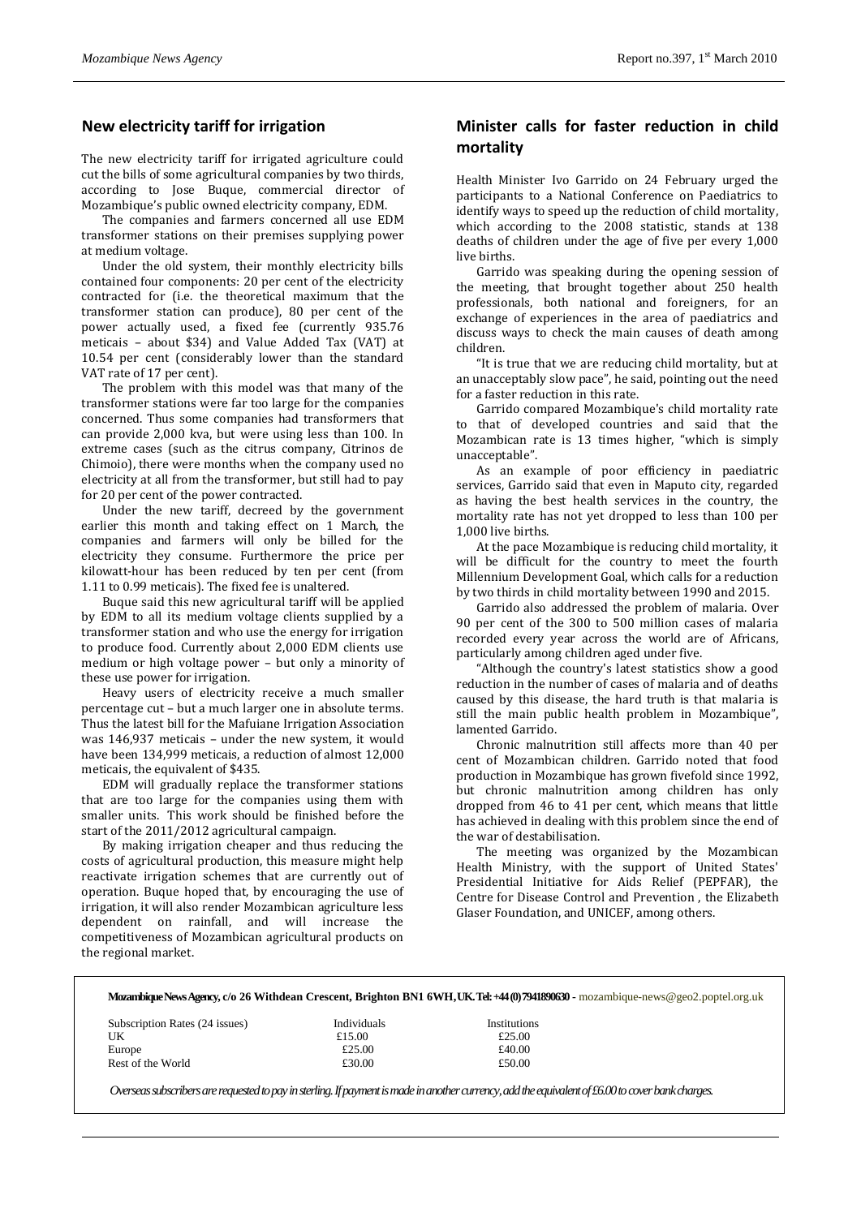## New electricity tariff for irrigation

The new electricity tariff for irrigated agriculture could cut the bills of some agricultural companies by two thirds, according to Jose Buque, commercial director of Mozambique's public owned electricity company, EDM.

The companies and farmers concerned all use EDM transformer stations on their premises supplying power at medium voltage.

Under the old system, their monthly electricity bills contained four components: 20 per cent of the electricity contracted for (i.e. the theoretical maximum that the transformer station can produce), 80 per cent of the power actually used, a fixed fee (currently 935.76 meticais – about $34) and Value Added Tax (VAT) at 10.54 per cent (considerably lower than the standard VAT rate of 17 per cent).

The problem with this model was that many of the transformer stations were far too large for the companies concerned. Thus some companies had transformers that can provide 2,000 kva, but were using less than 100. In extreme cases (such as the citrus company, Citrinos de Chimoio), there were months when the company used no electricity at all from the transformer, but still had to pay for 20 per cent of the power contracted.

Under the new tariff, decreed by the government earlier this month and taking effect on 1 March, the companies and farmers will only be billed for the electricity they consume. Furthermore the price per kilowatt-hour has been reduced by ten per cent (from 1.11 to 0.99 meticais). The fixed fee is unaltered.

Buque said this new agricultural tariff will be applied by EDM to all its medium voltage clients supplied by a transformer station and who use the energy for irrigation to produce food. Currently about 2,000 EDM clients use medium or high voltage power – but only a minority of these use power for irrigation.

Heavy users of electricity receive a much smaller percentage cut – but a much larger one in absolute terms. Thus the latest bill for the Mafuiane Irrigation Association was 146,937 meticais – under the new system, it would have been 134,999 meticais, a reduction of almost 12,000 meticais, the equivalent of $435.

EDM will gradually replace the transformer stations that are too large for the companies using them with smaller units. This work should be finished before the start of the 2011/2012 agricultural campaign.

By making irrigation cheaper and thus reducing the costs of agricultural production, this measure might help reactivate irrigation schemes that are currently out of operation. Buque hoped that, by encouraging the use of irrigation, it will also render Mozambican agriculture less dependent on rainfall, and will increase the competitiveness of Mozambican agricultural products on the regional market.

## Minister calls for faster reduction in child mortality

Health Minister Ivo Garrido on 24 February urged the participants to a National Conference on Paediatrics to identify ways to speed up the reduction of child mortality, which according to the 2008 statistic, stands at 138 deaths of children under the age of five per every 1,000 live births.

Garrido was speaking during the opening session of the meeting, that brought together about 250 health professionals, both national and foreigners, for an exchange of experiences in the area of paediatrics and discuss ways to check the main causes of death among children.

"It is true that we are reducing child mortality, but at an unacceptably slow pace", he said, pointing out the need for a faster reduction in this rate.

Garrido compared Mozambique's child mortality rate to that of developed countries and said that the Mozambican rate is 13 times higher, "which is simply unacceptable".

As an example of poor efficiency in paediatric services, Garrido said that even in Maputo city, regarded as having the best health services in the country, the mortality rate has not yet dropped to less than 100 per 1,000 live births.

At the pace Mozambique is reducing child mortality, it will be difficult for the country to meet the fourth Millennium Development Goal, which calls for a reduction by two thirds in child mortality between 1990 and 2015.

Garrido also addressed the problem of malaria. Over 90 per cent of the 300 to 500 million cases of malaria recorded every year across the world are of Africans, particularly among children aged under five.

"Although the country's latest statistics show a good reduction in the number of cases of malaria and of deaths caused by this disease, the hard truth is that malaria is still the main public health problem in Mozambique", lamented Garrido.

Chronic malnutrition still affects more than 40 per cent of Mozambican children. Garrido noted that food production in Mozambique has grown fivefold since 1992, but chronic malnutrition among children has only dropped from 46 to 41 per cent, which means that little has achieved in dealing with this problem since the end of the war of destabilisation.

The meeting was organized by the Mozambican Health Ministry, with the support of United States' Presidential Initiative for Aids Relief (PEPFAR), the Centre for Disease Control and Prevention , the Elizabeth Glaser Foundation, and UNICEF, among others.

**Mozambique News Agency, c/o 26 Withdean Crescent, Brighton BN1 6WH, UK. Tel: +44 (0)7941890630 -** mozambique-news@geo2.poptel.org.uk

| Subscription Rates (24 issues) | Individuals | Institutions |
|---|---|---|
| UK | £15.00 | £25.00 |
| Europe | £25.00 | £40.00 |
| Rest of the World | £30.00 | £50.00 |

*Overseas subscribers are requested to pay in sterling. If payment is made in another currency, add the equivalent of £6.00 to cover bank charges.*